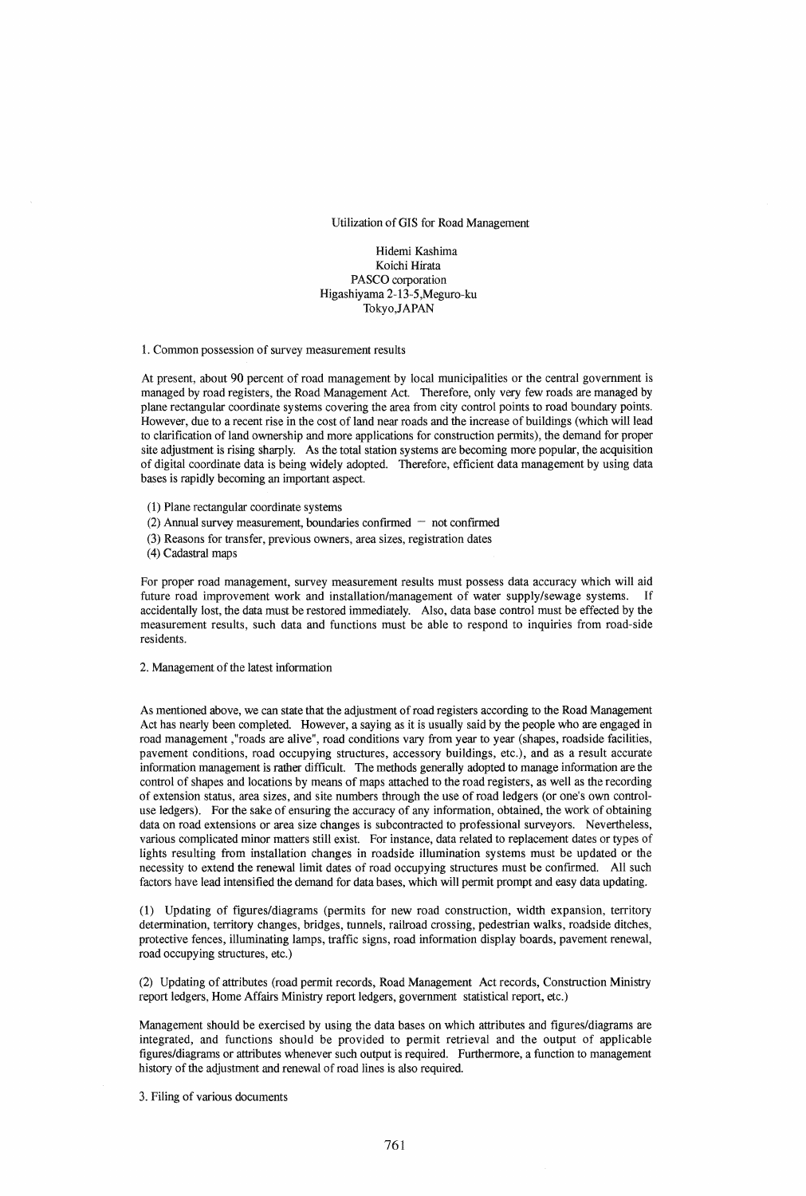# Utilization of GIS for Road Management

Hidemi Kashima
Koichi Hirata
PASCO corporation
Higashiyama 2-13-5,Meguro-ku
Tokyo,JAPAN

## 1. Common possession of survey measurement results

At present, about 90 percent of road management by local municipalities or the central government is managed by road registers, the Road Management Act. Therefore, only very few roads are managed by plane rectangular coordinate systems covering the area from city control points to road boundary points. However, due to a recent rise in the cost of land near roads and the increase of buildings (which will lead to clarification of land ownership and more applications for construction permits), the demand for proper site adjustment is rising sharply. As the total station systems are becoming more popular, the acquisition of digital coordinate data is being widely adopted. Therefore, efficient data management by using data bases is rapidly becoming an important aspect.

(1) Plane rectangular coordinate systems
(2) Annual survey measurement, boundaries confirmed − not confirmed
(3) Reasons for transfer, previous owners, area sizes, registration dates
(4) Cadastral maps

For proper road management, survey measurement results must possess data accuracy which will aid future road improvement work and installation/management of water supply/sewage systems. If accidentally lost, the data must be restored immediately. Also, data base control must be effected by the measurement results, such data and functions must be able to respond to inquiries from road-side residents.

## 2. Management of the latest information

As mentioned above, we can state that the adjustment of road registers according to the Road Management Act has nearly been completed. However, a saying as it is usually said by the people who are engaged in road management ,"roads are alive", road conditions vary from year to year (shapes, roadside facilities, pavement conditions, road occupying structures, accessory buildings, etc.), and as a result accurate information management is rather difficult. The methods generally adopted to manage information are the control of shapes and locations by means of maps attached to the road registers, as well as the recording of extension status, area sizes, and site numbers through the use of road ledgers (or one's own control-use ledgers). For the sake of ensuring the accuracy of any information, obtained, the work of obtaining data on road extensions or area size changes is subcontracted to professional surveyors. Nevertheless, various complicated minor matters still exist. For instance, data related to replacement dates or types of lights resulting from installation changes in roadside illumination systems must be updated or the necessity to extend the renewal limit dates of road occupying structures must be confirmed. All such factors have lead intensified the demand for data bases, which will permit prompt and easy data updating.

(1) Updating of figures/diagrams (permits for new road construction, width expansion, territory determination, territory changes, bridges, tunnels, railroad crossing, pedestrian walks, roadside ditches, protective fences, illuminating lamps, traffic signs, road information display boards, pavement renewal, road occupying structures, etc.)

(2) Updating of attributes (road permit records, Road Management Act records, Construction Ministry report ledgers, Home Affairs Ministry report ledgers, government statistical report, etc.)

Management should be exercised by using the data bases on which attributes and figures/diagrams are integrated, and functions should be provided to permit retrieval and the output of applicable figures/diagrams or attributes whenever such output is required. Furthermore, a function to management history of the adjustment and renewal of road lines is also required.

## 3. Filing of various documents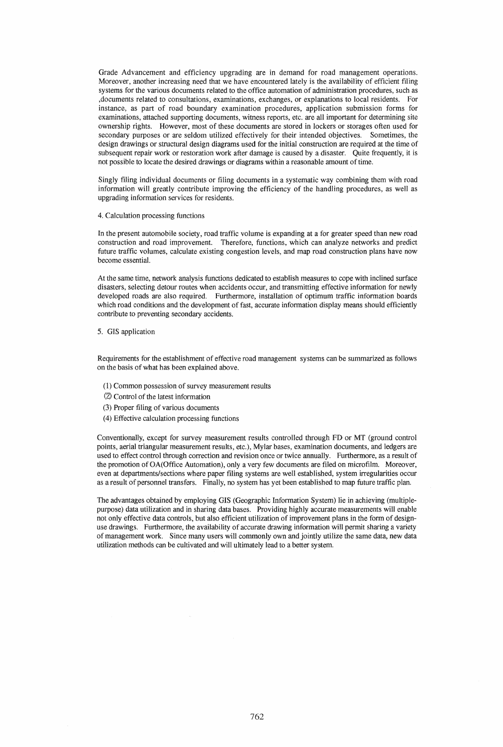Grade Advancement and efficiency upgrading are in demand for road management operations. Moreover, another increasing need that we have encountered lately is the availability of efficient filing systems for the various documents related to the office automation of administration procedures, such as ,documents related to consultations, examinations, exchanges, or explanations to local residents. For instance, as part of road boundary examination procedures, application submission forms for examinations, attached supporting documents, witness reports, etc. are all important for determining site ownership rights. However, most of these documents are stored in lockers or storages often used for secondary purposes or are seldom utilized effectively for their intended objectives. Sometimes, the design drawings or structural design diagrams used for the initial construction are required at the time of subsequent repair work or restoration work after damage is caused by a disaster. Quite frequently, it is not possible to locate the desired drawings or diagrams within a reasonable amount of time.

Singly filing individual documents or filing documents in a systematic way combining them with road information will greatly contribute improving the efficiency of the handling procedures, as well as upgrading information services for residents.

## 4. Calculation processing functions

In the present automobile society, road traffic volume is expanding at a for greater speed than new road construction and road improvement. Therefore, functions, which can analyze networks and predict future traffic volumes, calculate existing congestion levels, and map road construction plans have now become essential.

At the same time, network analysis functions dedicated to establish measures to cope with inclined surface disasters, selecting detour routes when accidents occur, and transmitting effective information for newly developed roads are also required. Furthermore, installation of optimum traffic information boards which road conditions and the development of fast, accurate information display means should efficiently contribute to preventing secondary accidents.

## 5. GIS application

Requirements for the establishment of effective road management systems can be summarized as follows on the basis of what has been explained above.

(1) Common possession of survey measurement results
(2) Control of the latest information
(3) Proper filing of various documents
(4) Effective calculation processing functions

Conventionally, except for survey measurement results controlled through FD or MT (ground control points, aerial triangular measurement results, etc.), Mylar bases, examination documents, and ledgers are used to effect control through correction and revision once or twice annually. Furthermore, as a result of the promotion of OA(Office Automation), only a very few documents are filed on microfilm. Moreover, even at departments/sections where paper filing systems are well established, system irregularities occur as a result of personnel transfers. Finally, no system has yet been established to map future traffic plan.

The advantages obtained by employing GIS (Geographic Information System) lie in achieving (multiple-purpose) data utilization and in sharing data bases. Providing highly accurate measurements will enable not only effective data controls, but also efficient utilization of improvement plans in the form of design-use drawings. Furthermore, the availability of accurate drawing information will permit sharing a variety of management work. Since many users will commonly own and jointly utilize the same data, new data utilization methods can be cultivated and will ultimately lead to a better system.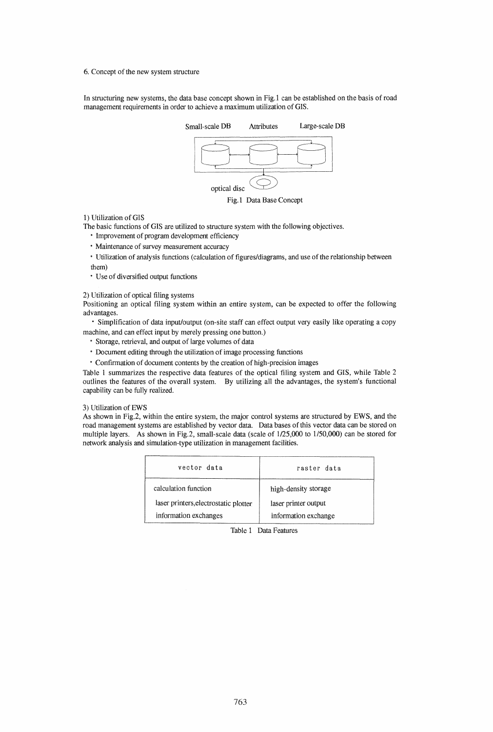6. Concept of the new system structure

In structuring new systems, the data base concept shown in Fig.1 can be established on the basis of road management requirements in order to achieve a maximum utilization of GIS.

Small-scale DB　　Attributes　　Large-scale DB

optical disc

Fig.1 Data Base Concept

1) Utilization of GIS

The basic functions of GIS are utilized to structure system with the following objectives.

- Improvement of program development efficiency
- Maintenance of survey measurement accuracy
- Utilization of analysis functions (calculation of figures/diagrams, and use of the relationship between them)
- Use of diversified output functions

2) Utilization of optical filing systems

Positioning an optical filing system within an entire system, can be expected to offer the following advantages.

- Simplification of data input/output (on-site staff can effect output very easily like operating a copy machine, and can effect input by merely pressing one button.)
- Storage, retrieval, and output of large volumes of data
- Document editing through the utilization of image processing functions
- Confirmation of document contents by the creation of high-precision images

Table 1 summarizes the respective data features of the optical filing system and GIS, while Table 2 outlines the features of the overall system. By utilizing all the advantages, the system's functional capability can be fully realized.

3) Utilization of EWS

As shown in Fig.2, within the entire system, the major control systems are structured by EWS, and the road management systems are established by vector data. Data bases of this vector data can be stored on multiple layers. As shown in Fig.2, small-scale data (scale of 1/25,000 to 1/50,000) can be stored for network analysis and simulation-type utilization in management facilities.

| vector data | raster data |
|---|---|
| calculation function | high-density storage |
| laser printers,electrostatic plotter | laser printer output |
| information exchanges | information exchange |

Table 1 Data Features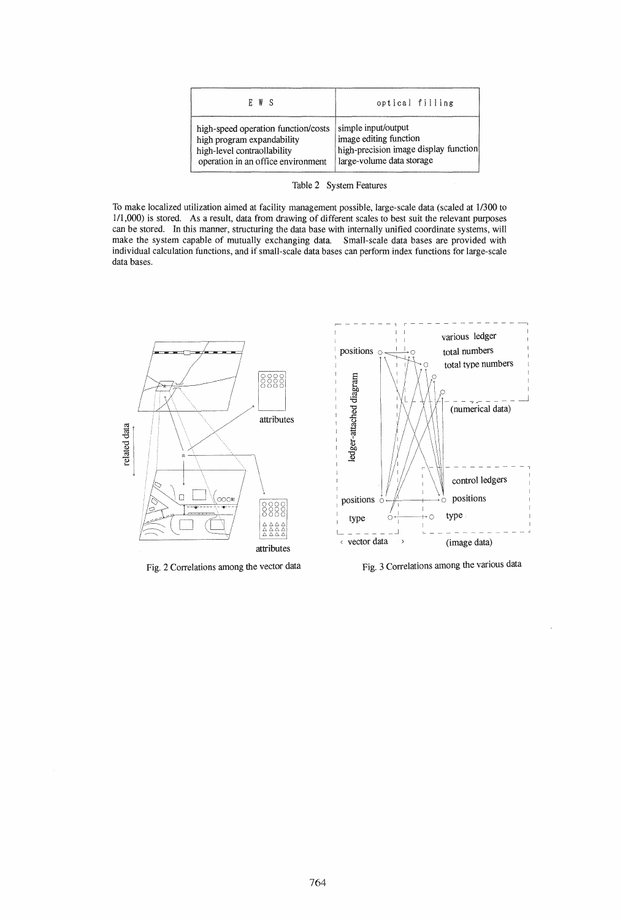| E W S | optical filling |
| --- | --- |
| high-speed operation function/costs<br>high program expandability<br>high-level contraollability<br>operation in an office environment | simple input/output<br>image editing function<br>high-precision image display function<br>large-volume data storage |

Table 2 System Features

To make localized utilization aimed at facility management possible, large-scale data (scaled at 1/300 to 1/1,000) is stored. As a result, data from drawing of different scales to best suit the relevant purposes can be stored. In this manner, structuring the data base with internally unified coordinate systems, will make the system capable of mutually exchanging data. Small-scale data bases are provided with individual calculation functions, and if small-scale data bases can perform index functions for large-scale data bases.

Fig. 2 Correlations among the vector data

Fig. 3 Correlations among the various data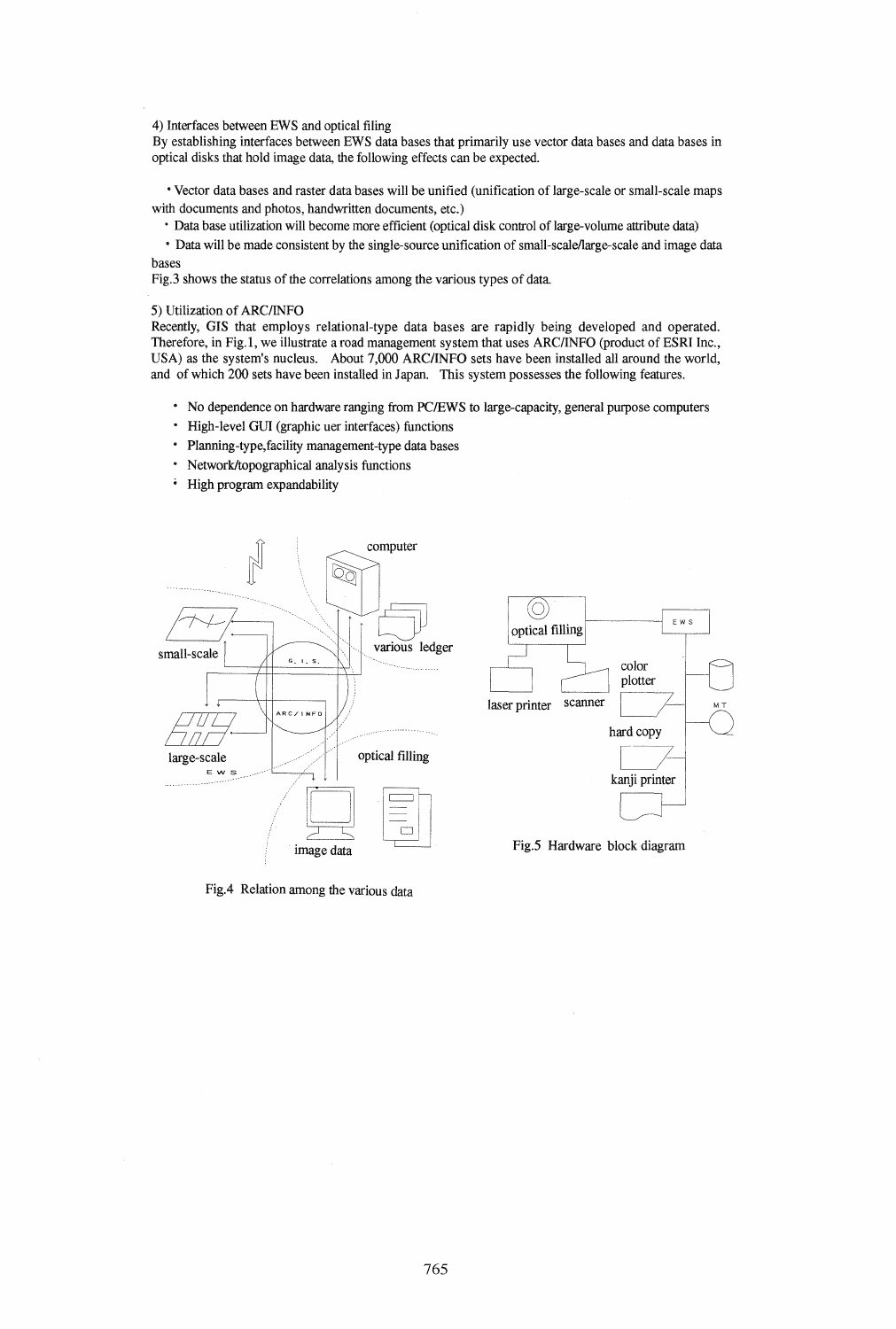4) Interfaces between EWS and optical filing

By establishing interfaces between EWS data bases that primarily use vector data bases and data bases in optical disks that hold image data, the following effects can be expected.

- Vector data bases and raster data bases will be unified (unification of large-scale or small-scale maps with documents and photos, handwritten documents, etc.)
- Data base utilization will become more efficient (optical disk control of large-volume attribute data)
- Data will be made consistent by the single-source unification of small-scale/large-scale and image data bases

Fig.3 shows the status of the correlations among the various types of data.

5) Utilization of ARC/INFO

Recently, GIS that employs relational-type data bases are rapidly being developed and operated. Therefore, in Fig.1, we illustrate a road management system that uses ARC/INFO (product of ESRI Inc., USA) as the system's nucleus. About 7,000 ARC/INFO sets have been installed all around the world, and of which 200 sets have been installed in Japan. This system possesses the following features.

- No dependence on hardware ranging from PC/EWS to large-capacity, general purpose computers
- High-level GUI (graphic uer interfaces) functions
- Planning-type,facility management-type data bases
- Network/topographical analysis functions
- High program expandability

Fig.4 Relation among the various data

Fig.5 Hardware block diagram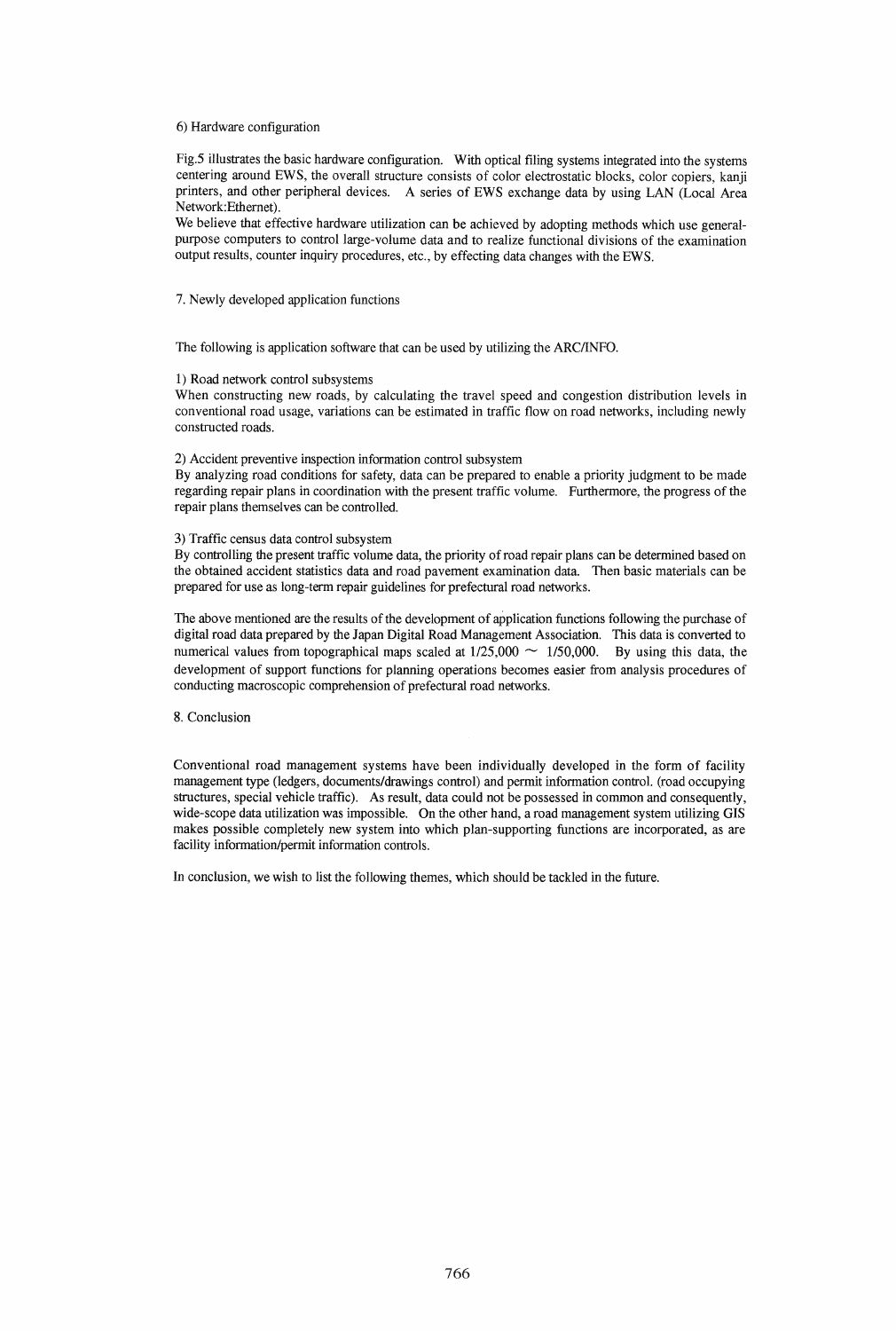6) Hardware configuration

Fig.5 illustrates the basic hardware configuration. With optical filing systems integrated into the systems centering around EWS, the overall structure consists of color electrostatic blocks, color copiers, kanji printers, and other peripheral devices. A series of EWS exchange data by using LAN (Local Area Network:Ethernet).

We believe that effective hardware utilization can be achieved by adopting methods which use general-purpose computers to control large-volume data and to realize functional divisions of the examination output results, counter inquiry procedures, etc., by effecting data changes with the EWS.

## 7. Newly developed application functions

The following is application software that can be used by utilizing the ARC/INFO.

1) Road network control subsystems

When constructing new roads, by calculating the travel speed and congestion distribution levels in conventional road usage, variations can be estimated in traffic flow on road networks, including newly constructed roads.

2) Accident preventive inspection information control subsystem

By analyzing road conditions for safety, data can be prepared to enable a priority judgment to be made regarding repair plans in coordination with the present traffic volume. Furthermore, the progress of the repair plans themselves can be controlled.

3) Traffic census data control subsystem

By controlling the present traffic volume data, the priority of road repair plans can be determined based on the obtained accident statistics data and road pavement examination data. Then basic materials can be prepared for use as long-term repair guidelines for prefectural road networks.

The above mentioned are the results of the development of application functions following the purchase of digital road data prepared by the Japan Digital Road Management Association. This data is converted to numerical values from topographical maps scaled at 1/25,000 ~ 1/50,000. By using this data, the development of support functions for planning operations becomes easier from analysis procedures of conducting macroscopic comprehension of prefectural road networks.

## 8. Conclusion

Conventional road management systems have been individually developed in the form of facility management type (ledgers, documents/drawings control) and permit information control. (road occupying structures, special vehicle traffic). As result, data could not be possessed in common and consequently, wide-scope data utilization was impossible. On the other hand, a road management system utilizing GIS makes possible completely new system into which plan-supporting functions are incorporated, as are facility information/permit information controls.

In conclusion, we wish to list the following themes, which should be tackled in the future.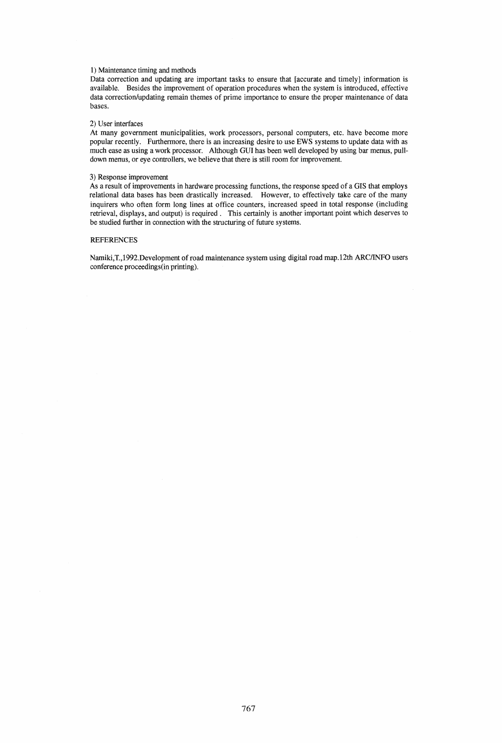1) Maintenance timing and methods

Data correction and updating are important tasks to ensure that [accurate and timely] information is available. Besides the improvement of operation procedures when the system is introduced, effective data correction/updating remain themes of prime importance to ensure the proper maintenance of data bases.

2) User interfaces

At many government municipalities, work processors, personal computers, etc. have become more popular recently. Furthermore, there is an increasing desire to use EWS systems to update data with as much ease as using a work processor. Although GUI has been well developed by using bar menus, pull-down menus, or eye controllers, we believe that there is still room for improvement.

3) Response improvement

As a result of improvements in hardware processing functions, the response speed of a GIS that employs relational data bases has been drastically increased. However, to effectively take care of the many inquirers who often form long lines at office counters, increased speed in total response (including retrieval, displays, and output) is required . This certainly is another important point which deserves to be studied further in connection with the structuring of future systems.

## REFERENCES

Namiki,T.,1992.Development of road maintenance system using digital road map.12th ARC/INFO users conference proceedings(in printing).